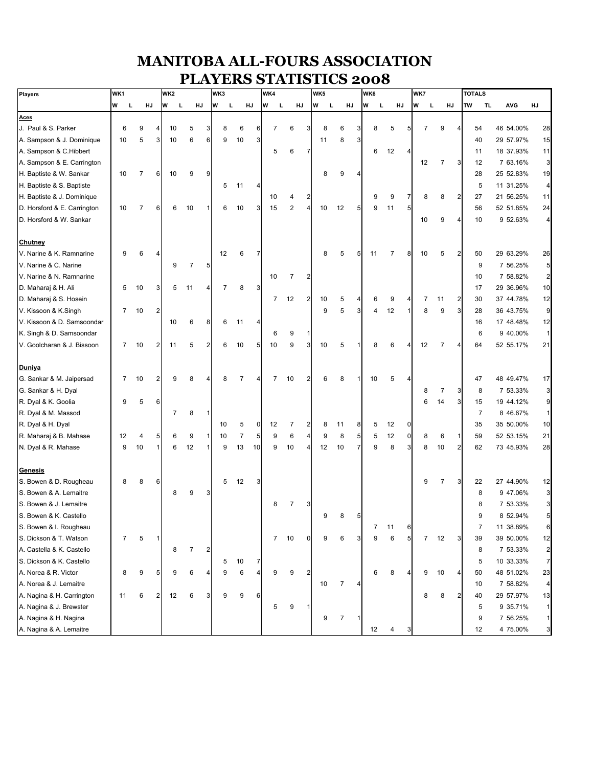# MANITOBA ALL-FOURS ASSOCIATION
# PLAYERS STATISTICS 2008

| Players | WK1 | | | WK2 | | | WK3 | | | WK4 | | | WK5 | | | WK6 | | | WK7 | | | TOTALS | | | |
|---|---|---|---|---|---|---|---|---|---|---|---|---|---|---|---|---|---|---|---|---|---|---|---|---|---|
| | W | L | HJ | W | L | HJ | W | L | HJ | W | L | HJ | W | L | HJ | W | L | HJ | W | L | HJ | TW | TL | AVG | HJ |
| **Aces** | | | | | | | | | | | | | | | | | | | | | | | | | |
| J. Paul & S. Parker | 6 | 9 | 4 | 10 | 5 | 3 | 8 | 6 | 6 | 7 | 6 | 3 | 8 | 6 | 3 | 8 | 5 | 5 | 7 | 9 | 4 | 54 | 46 | 54.00% | 28 |
| A. Sampson & J. Dominique | 10 | 5 | 3 | 10 | 6 | 6 | 9 | 10 | 3 | | | | 11 | 8 | 3 | | | | | | | 40 | 29 | 57.97% | 15 |
| A. Sampson & C.Hibbert | | | | | | | | | | 5 | 6 | 7 | | | | 6 | 12 | 4 | | | | 11 | 18 | 37.93% | 11 |
| A. Sampson & E. Carrington | | | | | | | | | | | | | | | | | | | 12 | 7 | 3 | 12 | 7 | 63.16% | 3 |
| H. Baptiste & W. Sankar | 10 | 7 | 6 | 10 | 9 | 9 | | | | | | | 8 | 9 | 4 | | | | | | | 28 | 25 | 52.83% | 19 |
| H. Baptiste & S. Baptiste | | | | | | | 5 | 11 | 4 | | | | | | | | | | | | | 5 | 11 | 31.25% | 4 |
| H. Baptiste & J. Dominique | | | | | | | | | | 10 | 4 | 2 | | | | 9 | 9 | 7 | 8 | 8 | 2 | 27 | 21 | 56.25% | 11 |
| D. Horsford & E. Carrington | 10 | 7 | 6 | 6 | 10 | 1 | 6 | 10 | 3 | 15 | 2 | 4 | 10 | 12 | 5 | 9 | 11 | 5 | | | | 56 | 52 | 51.85% | 24 |
| D. Horsford & W. Sankar | | | | | | | | | | | | | | | | | | | 10 | 9 | 4 | 10 | 9 | 52.63% | 4 |
| **Chutney** | | | | | | | | | | | | | | | | | | | | | | | | | |
| V. Narine & K. Ramnarine | 9 | 6 | 4 | | | | 12 | 6 | 7 | | | | 8 | 5 | 5 | 11 | 7 | 8 | 10 | 5 | 2 | 50 | 29 | 63.29% | 26 |
| V. Narine & C. Narine | | | | 9 | 7 | 5 | | | | | | | | | | | | | | | | 9 | 7 | 56.25% | 5 |
| V. Narine & N. Ramnarine | | | | | | | | | | 10 | 7 | 2 | | | | | | | | | | 10 | 7 | 58.82% | 2 |
| D. Maharaj & H. Ali | 5 | 10 | 3 | 5 | 11 | 4 | 7 | 8 | 3 | | | | | | | | | | | | | 17 | 29 | 36.96% | 10 |
| D. Maharaj & S. Hosein | | | | | | | | | | 7 | 12 | 2 | 10 | 5 | 4 | 6 | 9 | 4 | 7 | 11 | 2 | 30 | 37 | 44.78% | 12 |
| V. Kissoon & K.Singh | 7 | 10 | 2 | | | | | | | | | | 9 | 5 | 3 | 4 | 12 | 1 | 8 | 9 | 3 | 28 | 36 | 43.75% | 9 |
| V. Kissoon & D. Samsoondar | | | | 10 | 6 | 8 | 6 | 11 | 4 | | | | | | | | | | | | | 16 | 17 | 48.48% | 12 |
| K. Singh & D. Samsoondar | | | | | | | | | | 6 | 9 | 1 | | | | | | | | | | 6 | 9 | 40.00% | 1 |
| V. Goolcharan & J. Bissoon | 7 | 10 | 2 | 11 | 5 | 2 | 6 | 10 | 5 | 10 | 9 | 3 | 10 | 5 | 1 | 8 | 6 | 4 | 12 | 7 | 4 | 64 | 52 | 55.17% | 21 |
| **Duniya** | | | | | | | | | | | | | | | | | | | | | | | | | |
| G. Sankar & M. Jaipersad | 7 | 10 | 2 | 9 | 8 | 4 | 8 | 7 | 4 | 7 | 10 | 2 | 6 | 8 | 1 | 10 | 5 | 4 | | | | 47 | 48 | 49.47% | 17 |
| G. Sankar & H. Dyal | | | | | | | | | | | | | | | | | | | 8 | 7 | 3 | 8 | 7 | 53.33% | 3 |
| R. Dyal & K. Goolia | 9 | 5 | 6 | | | | | | | | | | | | | | | | 6 | 14 | 3 | 15 | 19 | 44.12% | 9 |
| R. Dyal & M. Massod | | | | 7 | 8 | 1 | | | | | | | | | | | | | | | | 7 | 8 | 46.67% | 1 |
| R. Dyal & H. Dyal | | | | | | | 10 | 5 | 0 | 12 | 7 | 2 | 8 | 11 | 8 | 5 | 12 | 0 | | | | 35 | 35 | 50.00% | 10 |
| R. Maharaj & B. Mahase | 12 | 4 | 5 | 6 | 9 | 1 | 10 | 7 | 5 | 9 | 6 | 4 | 9 | 8 | 5 | 5 | 12 | 0 | 8 | 6 | 1 | 59 | 52 | 53.15% | 21 |
| N. Dyal & R. Mahase | 9 | 10 | 1 | 6 | 12 | 1 | 9 | 13 | 10 | 9 | 10 | 4 | 12 | 10 | 7 | 9 | 8 | 3 | 8 | 10 | 2 | 62 | 73 | 45.93% | 28 |
| **Genesis** | | | | | | | | | | | | | | | | | | | | | | | | | |
| S. Bowen & D. Rougheau | 8 | 8 | 6 | | | | 5 | 12 | 3 | | | | | | | | | | 9 | 7 | 3 | 22 | 27 | 44.90% | 12 |
| S. Bowen & A. Lemaitre | | | | 8 | 9 | 3 | | | | | | | | | | | | | | | | 8 | 9 | 47.06% | 3 |
| S. Bowen & J. Lemaitre | | | | | | | | | | 8 | 7 | 3 | | | | | | | | | | 8 | 7 | 53.33% | 3 |
| S. Bowen & K. Castello | | | | | | | | | | | | | 9 | 8 | 5 | | | | | | | 9 | 8 | 52.94% | 5 |
| S. Bowen & I. Rougheau | | | | | | | | | | | | | | | | 7 | 11 | 6 | | | | 7 | 11 | 38.89% | 6 |
| S. Dickson & T. Watson | 7 | 5 | 1 | | | | | | | 7 | 10 | 0 | 9 | 6 | 3 | 9 | 6 | 5 | 7 | 12 | 3 | 39 | 39 | 50.00% | 12 |
| A. Castella & K. Castello | | | | 8 | 7 | 2 | | | | | | | | | | | | | | | | 8 | 7 | 53.33% | 2 |
| S. Dickson & K. Castello | | | | | | | 5 | 10 | 7 | | | | | | | | | | | | | 5 | 10 | 33.33% | 7 |
| A. Norea & R. Victor | 8 | 9 | 5 | 9 | 6 | 4 | 9 | 6 | 4 | 9 | 9 | 2 | | | | 6 | 8 | 4 | 9 | 10 | 4 | 50 | 48 | 51.02% | 23 |
| A. Norea & J. Lemaitre | | | | | | | | | | | | | 10 | 7 | 4 | | | | | | | 10 | 7 | 58.82% | 4 |
| A. Nagina & H. Carrington | 11 | 6 | 2 | 12 | 6 | 3 | 9 | 9 | 6 | | | | | | | | | | 8 | 8 | 2 | 40 | 29 | 57.97% | 13 |
| A. Nagina & J. Brewster | | | | | | | | | | 5 | 9 | 1 | | | | | | | | | | 5 | 9 | 35.71% | 1 |
| A. Nagina & H. Nagina | | | | | | | | | | | | | 9 | 7 | 1 | | | | | | | 9 | 7 | 56.25% | 1 |
| A. Nagina & A. Lemaitre | | | | | | | | | | | | | | | | 12 | 4 | 3 | | | | 12 | 4 | 75.00% | 3 |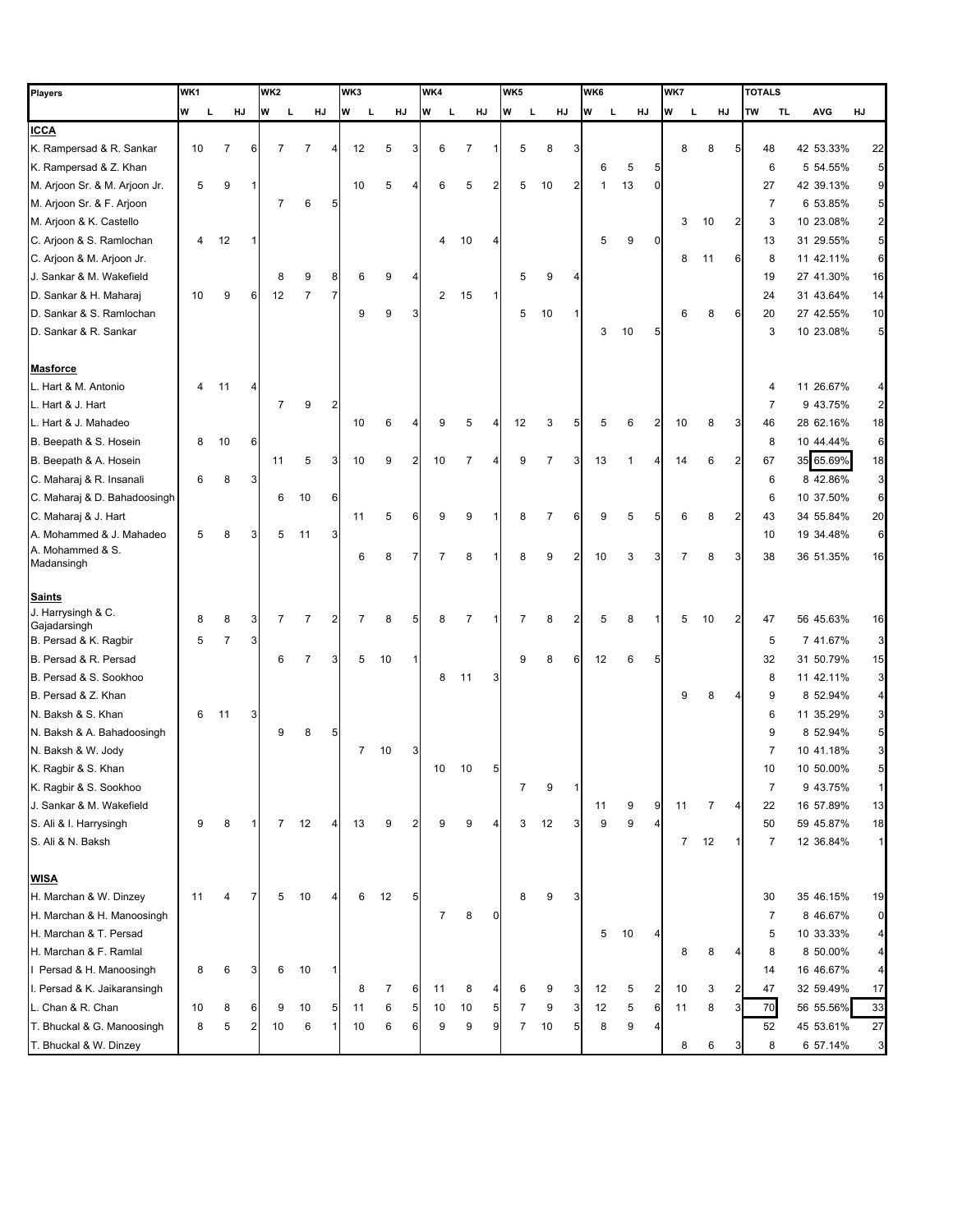| Players | WK1 | | | WK2 | | | WK3 | | | WK4 | | | WK5 | | | WK6 | | | WK7 | | | TOTALS | | | |
|---|---|---|---|---|---|---|---|---|---|---|---|---|---|---|---|---|---|---|---|---|---|---|---|---|---|
| | W | L | HJ | W | L | HJ | W | L | HJ | W | L | HJ | W | L | HJ | W | L | HJ | W | L | HJ | TW | TL | AVG | HJ |
| **ICCA** | | | | | | | | | | | | | | | | | | | | | | | | | |
| K. Rampersad & R. Sankar | 10 | 7 | 6 | 7 | 7 | 4 | 12 | 5 | 3 | 6 | 7 | 1 | 5 | 8 | 3 | | | | 8 | 8 | 5 | 48 | 42 | 53.33% | 22 |
| K. Rampersad & Z. Khan | | | | | | | | | | | | | | | | 6 | 5 | 5 | | | | 6 | 5 | 54.55% | 5 |
| M. Arjoon Sr. & M. Arjoon Jr. | 5 | 9 | 1 | | | | 10 | 5 | 4 | 6 | 5 | 2 | 5 | 10 | 2 | 1 | 13 | 0 | | | | 27 | 42 | 39.13% | 9 |
| M. Arjoon Sr. & F. Arjoon | | | | 7 | 6 | 5 | | | | | | | | | | | | | | | | 7 | 6 | 53.85% | 5 |
| M. Arjoon & K. Castello | | | | | | | | | | | | | | | | | | | 3 | 10 | 2 | 3 | 10 | 23.08% | 2 |
| C. Arjoon & S. Ramlochan | 4 | 12 | 1 | | | | | | | 4 | 10 | 4 | | | | 5 | 9 | 0 | | | | 13 | 31 | 29.55% | 5 |
| C. Arjoon & M. Arjoon Jr. | | | | | | | | | | | | | | | | | | | 8 | 11 | 6 | 8 | 11 | 42.11% | 6 |
| J. Sankar & M. Wakefield | | | | 8 | 9 | 8 | 6 | 9 | 4 | | | | 5 | 9 | 4 | | | | | | | 19 | 27 | 41.30% | 16 |
| D. Sankar & H. Maharaj | 10 | 9 | 6 | 12 | 7 | 7 | | | | 2 | 15 | 1 | | | | | | | | | | 24 | 31 | 43.64% | 14 |
| D. Sankar & S. Ramlochan | | | | | | | 9 | 9 | 3 | | | | 5 | 10 | 1 | | | | 6 | 8 | 6 | 20 | 27 | 42.55% | 10 |
| D. Sankar & R. Sankar | | | | | | | | | | | | | | | | 3 | 10 | 5 | | | | 3 | 10 | 23.08% | 5 |
| **Masforce** | | | | | | | | | | | | | | | | | | | | | | | | | |
| L. Hart & M. Antonio | 4 | 11 | 4 | | | | | | | | | | | | | | | | | | | 4 | 11 | 26.67% | 4 |
| L. Hart & J. Hart | | | | 7 | 9 | 2 | | | | | | | | | | | | | | | | 7 | 9 | 43.75% | 2 |
| L. Hart & J. Mahadeo | | | | | | | 10 | 6 | 4 | 9 | 5 | 4 | 12 | 3 | 5 | 5 | 6 | 2 | 10 | 8 | 3 | 46 | 28 | 62.16% | 18 |
| B. Beepath & S. Hosein | 8 | 10 | 6 | | | | | | | | | | | | | | | | | | | 8 | 10 | 44.44% | 6 |
| B. Beepath & A. Hosein | | | | 11 | 5 | 3 | 10 | 9 | 2 | 10 | 7 | 4 | 9 | 7 | 3 | 13 | 1 | 4 | 14 | 6 | 2 | 67 | 35 | 65.69% | 18 |
| C. Maharaj & R. Insanali | 6 | 8 | 3 | | | | | | | | | | | | | | | | | | | 6 | 8 | 42.86% | 3 |
| C. Maharaj & D. Bahadoosingh | | | | 6 | 10 | 6 | | | | | | | | | | | | | | | | 6 | 10 | 37.50% | 6 |
| C. Maharaj & J. Hart | | | | | | | 11 | 5 | 6 | 9 | 9 | 1 | 8 | 7 | 6 | 9 | 5 | 5 | 6 | 8 | 2 | 43 | 34 | 55.84% | 20 |
| A. Mohammed & J. Mahadeo | 5 | 8 | 3 | 5 | 11 | 3 | | | | | | | | | | | | | | | | 10 | 19 | 34.48% | 6 |
| A. Mohammed & S. Madansingh | | | | | | | 6 | 8 | 7 | 7 | 8 | 1 | 8 | 9 | 2 | 10 | 3 | 3 | 7 | 8 | 3 | 38 | 36 | 51.35% | 16 |
| **Saints** | | | | | | | | | | | | | | | | | | | | | | | | | |
| J. Harrysingh & C. Gajadarsingh | 8 | 8 | 3 | 7 | 7 | 2 | 7 | 8 | 5 | 8 | 7 | 1 | 7 | 8 | 2 | 5 | 8 | 1 | 5 | 10 | 2 | 47 | 56 | 45.63% | 16 |
| B. Persad & K. Ragbir | 5 | 7 | 3 | | | | | | | | | | | | | | | | | | | 5 | 7 | 41.67% | 3 |
| B. Persad & R. Persad | | | | 6 | 7 | 3 | 5 | 10 | 1 | | | | 9 | 8 | 6 | 12 | 6 | 5 | | | | 32 | 31 | 50.79% | 15 |
| B. Persad & S. Sookhoo | | | | | | | | | | 8 | 11 | 3 | | | | | | | | | | 8 | 11 | 42.11% | 3 |
| B. Persad & Z. Khan | | | | | | | | | | | | | | | | | | | 9 | 8 | 4 | 9 | 8 | 52.94% | 4 |
| N. Baksh & S. Khan | 6 | 11 | 3 | | | | | | | | | | | | | | | | | | | 6 | 11 | 35.29% | 3 |
| N. Baksh & A. Bahadoosingh | | | | 9 | 8 | 5 | | | | | | | | | | | | | | | | 9 | 8 | 52.94% | 5 |
| N. Baksh & W. Jody | | | | | | | 7 | 10 | 3 | | | | | | | | | | | | | 7 | 10 | 41.18% | 3 |
| K. Ragbir & S. Khan | | | | | | | | | | 10 | 10 | 5 | | | | | | | | | | 10 | 10 | 50.00% | 5 |
| K. Ragbir & S. Sookhoo | | | | | | | | | | | | | 7 | 9 | 1 | | | | | | | 7 | 9 | 43.75% | 1 |
| J. Sankar & M. Wakefield | | | | | | | | | | | | | | | | 11 | 9 | 9 | 11 | 7 | 4 | 22 | 16 | 57.89% | 13 |
| S. Ali & I. Harrysingh | 9 | 8 | 1 | 7 | 12 | 4 | 13 | 9 | 2 | 9 | 9 | 4 | 3 | 12 | 3 | 9 | 9 | 4 | | | | 50 | 59 | 45.87% | 18 |
| S. Ali & N. Baksh | | | | | | | | | | | | | | | | | | | 7 | 12 | 1 | 7 | 12 | 36.84% | 1 |
| **WISA** | | | | | | | | | | | | | | | | | | | | | | | | | |
| H. Marchan & W. Dinzey | 11 | 4 | 7 | 5 | 10 | 4 | 6 | 12 | 5 | | | | 8 | 9 | 3 | | | | | | | 30 | 35 | 46.15% | 19 |
| H. Marchan & H. Manoosingh | | | | | | | | | | 7 | 8 | 0 | | | | | | | | | | 7 | 8 | 46.67% | 0 |
| H. Marchan & T. Persad | | | | | | | | | | | | | | | | 5 | 10 | 4 | | | | 5 | 10 | 33.33% | 4 |
| H. Marchan & F. Ramlal | | | | | | | | | | | | | | | | | | | 8 | 8 | 4 | 8 | 8 | 50.00% | 4 |
| I Persad & H. Manoosingh | 8 | 6 | 3 | 6 | 10 | 1 | | | | | | | | | | | | | | | | 14 | 16 | 46.67% | 4 |
| I. Persad & K. Jaikaransingh | | | | | | | 8 | 7 | 6 | 11 | 8 | 4 | 6 | 9 | 3 | 12 | 5 | 2 | 10 | 3 | 2 | 47 | 32 | 59.49% | 17 |
| L. Chan & R. Chan | 10 | 8 | 6 | 9 | 10 | 5 | 11 | 6 | 5 | 10 | 10 | 5 | 7 | 9 | 3 | 12 | 5 | 6 | 11 | 8 | 3 | 70 | 56 | 55.56% | 33 |
| T. Bhuckal & G. Manoosingh | 8 | 5 | 2 | 10 | 6 | 1 | 10 | 6 | 6 | 9 | 9 | 9 | 7 | 10 | 5 | 8 | 9 | 4 | | | | 52 | 45 | 53.61% | 27 |
| T. Bhuckal & W. Dinzey | | | | | | | | | | | | | | | | | | | 8 | 6 | 3 | 8 | 6 | 57.14% | 3 |